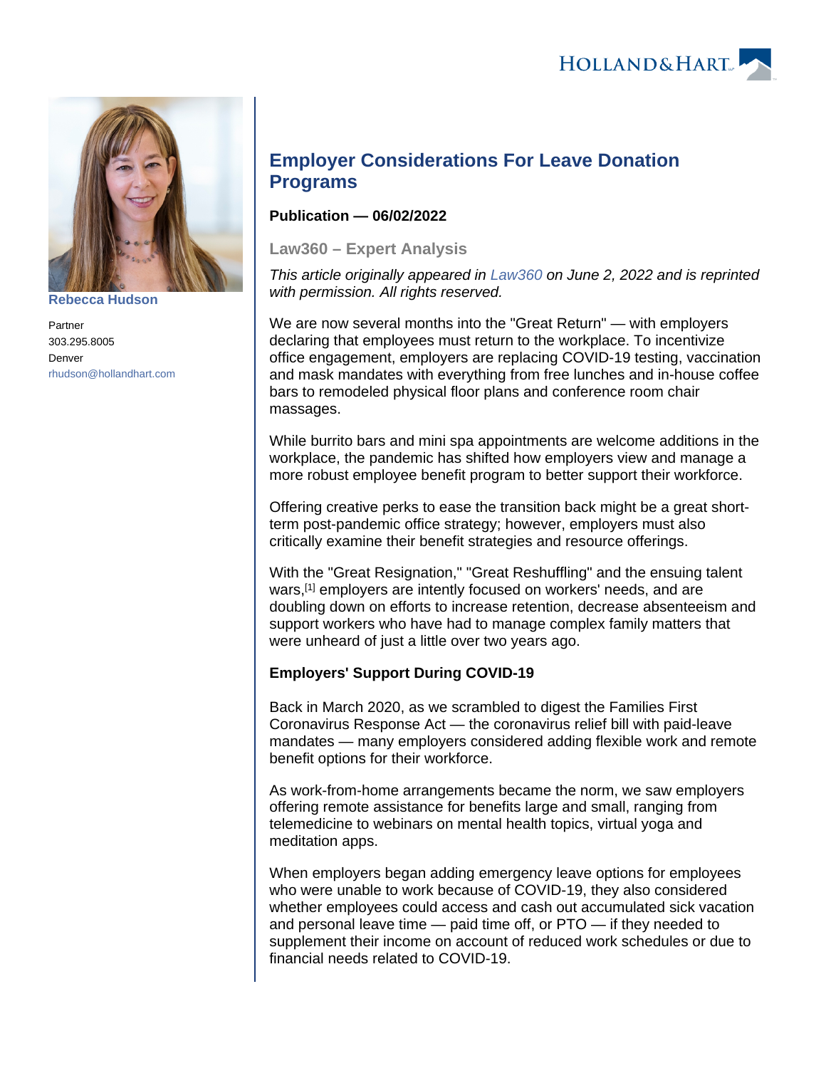Rebecca Hudson

Partner
303.295.8005
Denver
rhudson@hollandhart.com

# Employer Considerations For Leave Donation Programs

**Publication — 06/02/2022**

## Law360 – Expert Analysis

*This article originally appeared in Law360 on June 2, 2022 and is reprinted with permission. All rights reserved.*

We are now several months into the "Great Return" — with employers declaring that employees must return to the workplace. To incentivize office engagement, employers are replacing COVID-19 testing, vaccination and mask mandates with everything from free lunches and in-house coffee bars to remodeled physical floor plans and conference room chair massages.

While burrito bars and mini spa appointments are welcome additions in the workplace, the pandemic has shifted how employers view and manage a more robust employee benefit program to better support their workforce.

Offering creative perks to ease the transition back might be a great short-term post-pandemic office strategy; however, employers must also critically examine their benefit strategies and resource offerings.

With the "Great Resignation," "Great Reshuffling" and the ensuing talent wars,[1] employers are intently focused on workers' needs, and are doubling down on efforts to increase retention, decrease absenteeism and support workers who have had to manage complex family matters that were unheard of just a little over two years ago.

**Employers' Support During COVID-19**

Back in March 2020, as we scrambled to digest the Families First Coronavirus Response Act — the coronavirus relief bill with paid-leave mandates — many employers considered adding flexible work and remote benefit options for their workforce.

As work-from-home arrangements became the norm, we saw employers offering remote assistance for benefits large and small, ranging from telemedicine to webinars on mental health topics, virtual yoga and meditation apps.

When employers began adding emergency leave options for employees who were unable to work because of COVID-19, they also considered whether employees could access and cash out accumulated sick vacation and personal leave time — paid time off, or PTO — if they needed to supplement their income on account of reduced work schedules or due to financial needs related to COVID-19.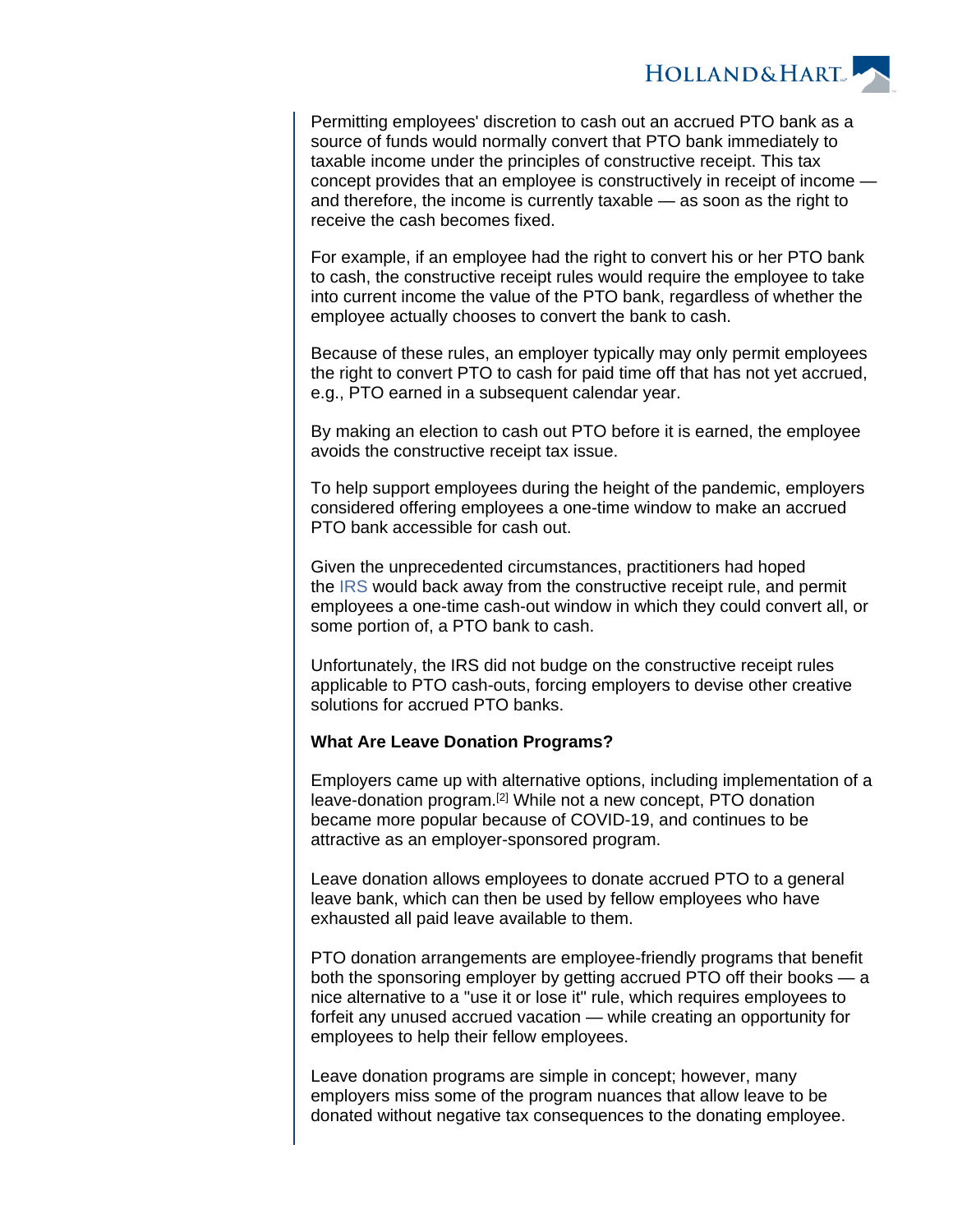Permitting employees' discretion to cash out an accrued PTO bank as a source of funds would normally convert that PTO bank immediately to taxable income under the principles of constructive receipt. This tax concept provides that an employee is constructively in receipt of income — and therefore, the income is currently taxable — as soon as the right to receive the cash becomes fixed.

For example, if an employee had the right to convert his or her PTO bank to cash, the constructive receipt rules would require the employee to take into current income the value of the PTO bank, regardless of whether the employee actually chooses to convert the bank to cash.

Because of these rules, an employer typically may only permit employees the right to convert PTO to cash for paid time off that has not yet accrued, e.g., PTO earned in a subsequent calendar year.

By making an election to cash out PTO before it is earned, the employee avoids the constructive receipt tax issue.

To help support employees during the height of the pandemic, employers considered offering employees a one-time window to make an accrued PTO bank accessible for cash out.

Given the unprecedented circumstances, practitioners had hoped the IRS would back away from the constructive receipt rule, and permit employees a one-time cash-out window in which they could convert all, or some portion of, a PTO bank to cash.

Unfortunately, the IRS did not budge on the constructive receipt rules applicable to PTO cash-outs, forcing employers to devise other creative solutions for accrued PTO banks.

**What Are Leave Donation Programs?**

Employers came up with alternative options, including implementation of a leave-donation program.[2] While not a new concept, PTO donation became more popular because of COVID-19, and continues to be attractive as an employer-sponsored program.

Leave donation allows employees to donate accrued PTO to a general leave bank, which can then be used by fellow employees who have exhausted all paid leave available to them.

PTO donation arrangements are employee-friendly programs that benefit both the sponsoring employer by getting accrued PTO off their books — a nice alternative to a "use it or lose it" rule, which requires employees to forfeit any unused accrued vacation — while creating an opportunity for employees to help their fellow employees.

Leave donation programs are simple in concept; however, many employers miss some of the program nuances that allow leave to be donated without negative tax consequences to the donating employee.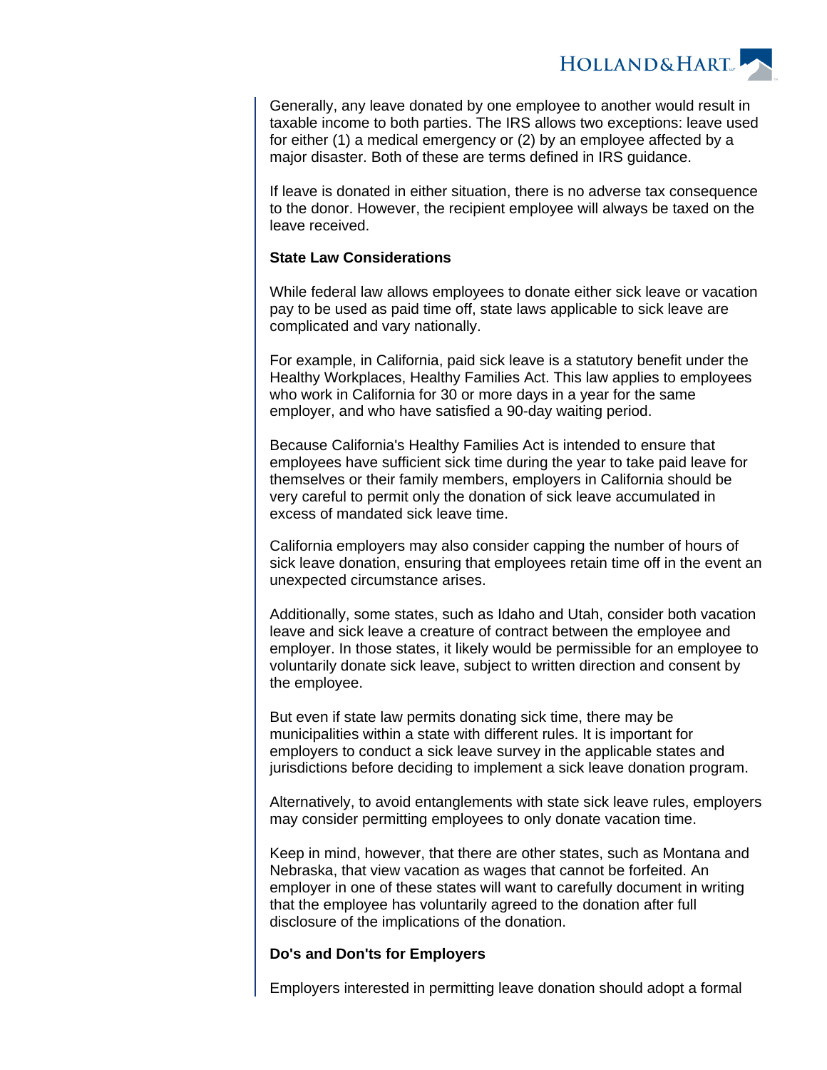Generally, any leave donated by one employee to another would result in taxable income to both parties. The IRS allows two exceptions: leave used for either (1) a medical emergency or (2) by an employee affected by a major disaster. Both of these are terms defined in IRS guidance.

If leave is donated in either situation, there is no adverse tax consequence to the donor. However, the recipient employee will always be taxed on the leave received.

**State Law Considerations**

While federal law allows employees to donate either sick leave or vacation pay to be used as paid time off, state laws applicable to sick leave are complicated and vary nationally.

For example, in California, paid sick leave is a statutory benefit under the Healthy Workplaces, Healthy Families Act. This law applies to employees who work in California for 30 or more days in a year for the same employer, and who have satisfied a 90-day waiting period.

Because California's Healthy Families Act is intended to ensure that employees have sufficient sick time during the year to take paid leave for themselves or their family members, employers in California should be very careful to permit only the donation of sick leave accumulated in excess of mandated sick leave time.

California employers may also consider capping the number of hours of sick leave donation, ensuring that employees retain time off in the event an unexpected circumstance arises.

Additionally, some states, such as Idaho and Utah, consider both vacation leave and sick leave a creature of contract between the employee and employer. In those states, it likely would be permissible for an employee to voluntarily donate sick leave, subject to written direction and consent by the employee.

But even if state law permits donating sick time, there may be municipalities within a state with different rules. It is important for employers to conduct a sick leave survey in the applicable states and jurisdictions before deciding to implement a sick leave donation program.

Alternatively, to avoid entanglements with state sick leave rules, employers may consider permitting employees to only donate vacation time.

Keep in mind, however, that there are other states, such as Montana and Nebraska, that view vacation as wages that cannot be forfeited. An employer in one of these states will want to carefully document in writing that the employee has voluntarily agreed to the donation after full disclosure of the implications of the donation.

**Do's and Don'ts for Employers**

Employers interested in permitting leave donation should adopt a formal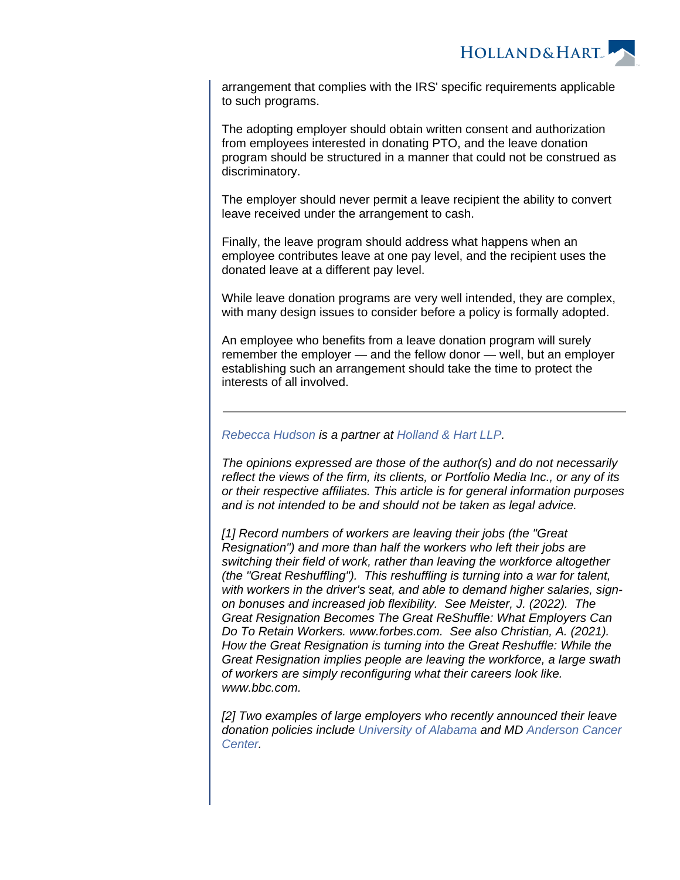arrangement that complies with the IRS' specific requirements applicable to such programs.

The adopting employer should obtain written consent and authorization from employees interested in donating PTO, and the leave donation program should be structured in a manner that could not be construed as discriminatory.

The employer should never permit a leave recipient the ability to convert leave received under the arrangement to cash.

Finally, the leave program should address what happens when an employee contributes leave at one pay level, and the recipient uses the donated leave at a different pay level.

While leave donation programs are very well intended, they are complex, with many design issues to consider before a policy is formally adopted.

An employee who benefits from a leave donation program will surely remember the employer — and the fellow donor — well, but an employer establishing such an arrangement should take the time to protect the interests of all involved.

---

*Rebecca Hudson is a partner at Holland & Hart LLP.*

*The opinions expressed are those of the author(s) and do not necessarily reflect the views of the firm, its clients, or Portfolio Media Inc., or any of its or their respective affiliates. This article is for general information purposes and is not intended to be and should not be taken as legal advice.*

*[1] Record numbers of workers are leaving their jobs (the "Great Resignation") and more than half the workers who left their jobs are switching their field of work, rather than leaving the workforce altogether (the "Great Reshuffling"). This reshuffling is turning into a war for talent, with workers in the driver's seat, and able to demand higher salaries, sign-on bonuses and increased job flexibility. See Meister, J. (2022). The Great Resignation Becomes The Great ReShuffle: What Employers Can Do To Retain Workers. www.forbes.com. See also Christian, A. (2021). How the Great Resignation is turning into the Great Reshuffle: While the Great Resignation implies people are leaving the workforce, a large swath of workers are simply reconfiguring what their careers look like. www.bbc.com.*

*[2] Two examples of large employers who recently announced their leave donation policies include University of Alabama and MD Anderson Cancer Center.*